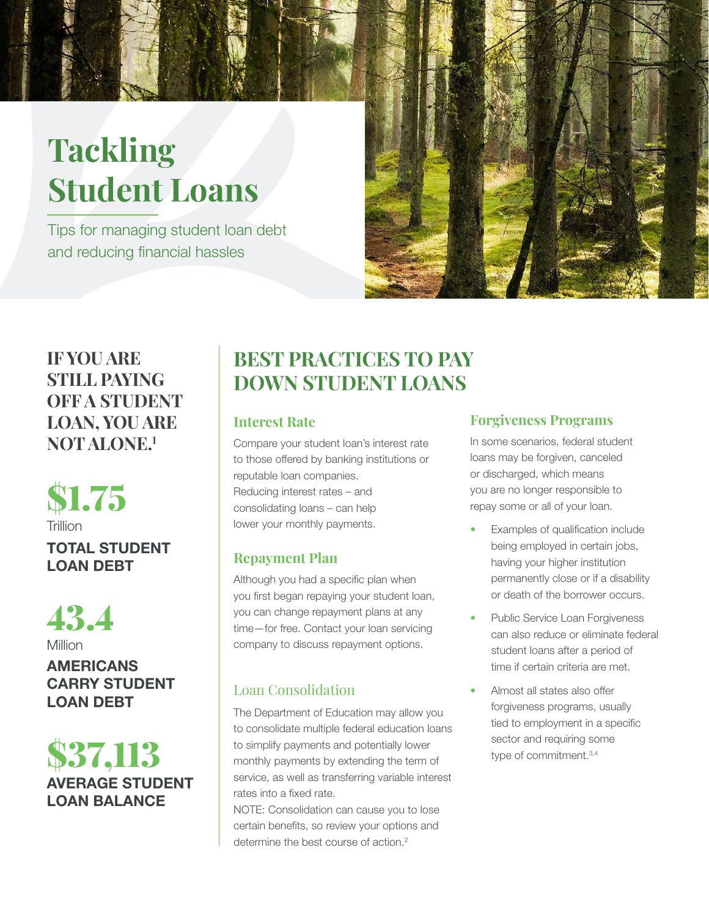# Tackling Student Loans

Tips for managing student loan debt and reducing financial hassles

**IF YOU ARE STILL PAYING OFF A STUDENT LOAN, YOU ARE NOT ALONE.[1]**

**$1.75**
Trillion
**TOTAL STUDENT LOAN DEBT**

**43.4**
Million
**AMERICANS CARRY STUDENT LOAN DEBT**

**$37,113**
**AVERAGE STUDENT LOAN BALANCE**

## BEST PRACTICES TO PAY DOWN STUDENT LOANS

### Interest Rate

Compare your student loan's interest rate to those offered by banking institutions or reputable loan companies.
Reducing interest rates – and consolidating loans – can help lower your monthly payments.

### Repayment Plan

Although you had a specific plan when you first began repaying your student loan, you can change repayment plans at any time—for free. Contact your loan servicing company to discuss repayment options.

### Loan Consolidation

The Department of Education may allow you to consolidate multiple federal education loans to simplify payments and potentially lower monthly payments by extending the term of service, as well as transferring variable interest rates into a fixed rate.
NOTE: Consolidation can cause you to lose certain benefits, so review your options and determine the best course of action.[2]

### Forgiveness Programs

In some scenarios, federal student loans may be forgiven, canceled or discharged, which means you are no longer responsible to repay some or all of your loan.

- Examples of qualification include being employed in certain jobs, having your higher institution permanently close or if a disability or death of the borrower occurs.
- Public Service Loan Forgiveness can also reduce or eliminate federal student loans after a period of time if certain criteria are met.
- Almost all states also offer forgiveness programs, usually tied to employment in a specific sector and requiring some type of commitment.[3,4]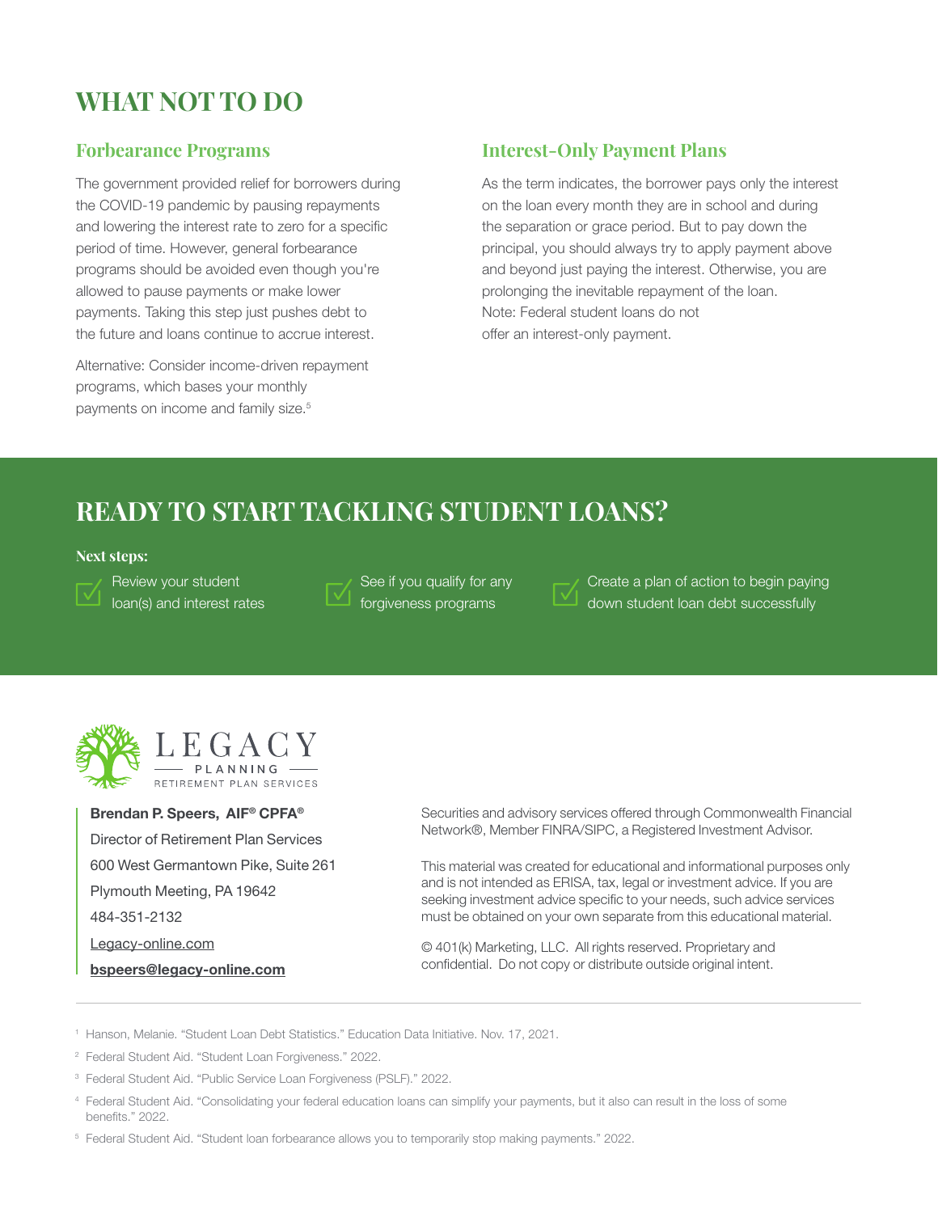# WHAT NOT TO DO

## Forbearance Programs

The government provided relief for borrowers during the COVID-19 pandemic by pausing repayments and lowering the interest rate to zero for a specific period of time. However, general forbearance programs should be avoided even though you're allowed to pause payments or make lower payments. Taking this step just pushes debt to the future and loans continue to accrue interest.

Alternative: Consider income-driven repayment programs, which bases your monthly payments on income and family size.[5]

## Interest-Only Payment Plans

As the term indicates, the borrower pays only the interest on the loan every month they are in school and during the separation or grace period. But to pay down the principal, you should always try to apply payment above and beyond just paying the interest. Otherwise, you are prolonging the inevitable repayment of the loan. Note: Federal student loans do not offer an interest-only payment.

# READY TO START TACKLING STUDENT LOANS?

**Next steps:**

- Review your student loan(s) and interest rates
- See if you qualify for any forgiveness programs
- Create a plan of action to begin paying down student loan debt successfully

LEGACY PLANNING
RETIREMENT PLAN SERVICES

**Brendan P. Speers, AIF® CPFA®**
Director of Retirement Plan Services
600 West Germantown Pike, Suite 261
Plymouth Meeting, PA 19642
484-351-2132
Legacy-online.com
**bspeers@legacy-online.com**

Securities and advisory services offered through Commonwealth Financial Network®, Member FINRA/SIPC, a Registered Investment Advisor.

This material was created for educational and informational purposes only and is not intended as ERISA, tax, legal or investment advice. If you are seeking investment advice specific to your needs, such advice services must be obtained on your own separate from this educational material.

© 401(k) Marketing, LLC. All rights reserved. Proprietary and confidential. Do not copy or distribute outside original intent.

---

[1] Hanson, Melanie. "Student Loan Debt Statistics." Education Data Initiative. Nov. 17, 2021.

[2] Federal Student Aid. "Student Loan Forgiveness." 2022.

[3] Federal Student Aid. "Public Service Loan Forgiveness (PSLF)." 2022.

[4] Federal Student Aid. "Consolidating your federal education loans can simplify your payments, but it also can result in the loss of some benefits." 2022.

[5] Federal Student Aid. "Student loan forbearance allows you to temporarily stop making payments." 2022.